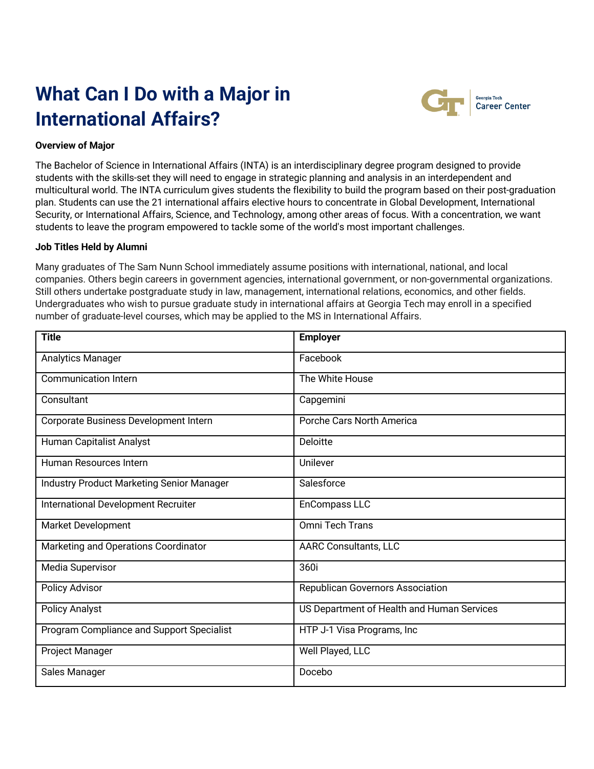# What Can I Do with a Major in International Affairs?

**Overview of Major**

The Bachelor of Science in International Affairs (INTA) is an interdisciplinary degree program designed to provide students with the skills-set they will need to engage in strategic planning and analysis in an interdependent and multicultural world. The INTA curriculum gives students the flexibility to build the program based on their post-graduation plan. Students can use the 21 international affairs elective hours to concentrate in Global Development, International Security, or International Affairs, Science, and Technology, among other areas of focus. With a concentration, we want students to leave the program empowered to tackle some of the world's most important challenges.

**Job Titles Held by Alumni**

Many graduates of The Sam Nunn School immediately assume positions with international, national, and local companies. Others begin careers in government agencies, international government, or non-governmental organizations. Still others undertake postgraduate study in law, management, international relations, economics, and other fields. Undergraduates who wish to pursue graduate study in international affairs at Georgia Tech may enroll in a specified number of graduate-level courses, which may be applied to the MS in International Affairs.

| Title | Employer |
|---|---|
| Analytics Manager | Facebook |
| Communication Intern | The White House |
| Consultant | Capgemini |
| Corporate Business Development Intern | Porche Cars North America |
| Human Capitalist Analyst | Deloitte |
| Human Resources Intern | Unilever |
| Industry Product Marketing Senior Manager | Salesforce |
| International Development Recruiter | EnCompass LLC |
| Market Development | Omni Tech Trans |
| Marketing and Operations Coordinator | AARC Consultants, LLC |
| Media Supervisor | 360i |
| Policy Advisor | Republican Governors Association |
| Policy Analyst | US Department of Health and Human Services |
| Program Compliance and Support Specialist | HTP J-1 Visa Programs, Inc |
| Project Manager | Well Played, LLC |
| Sales Manager | Docebo |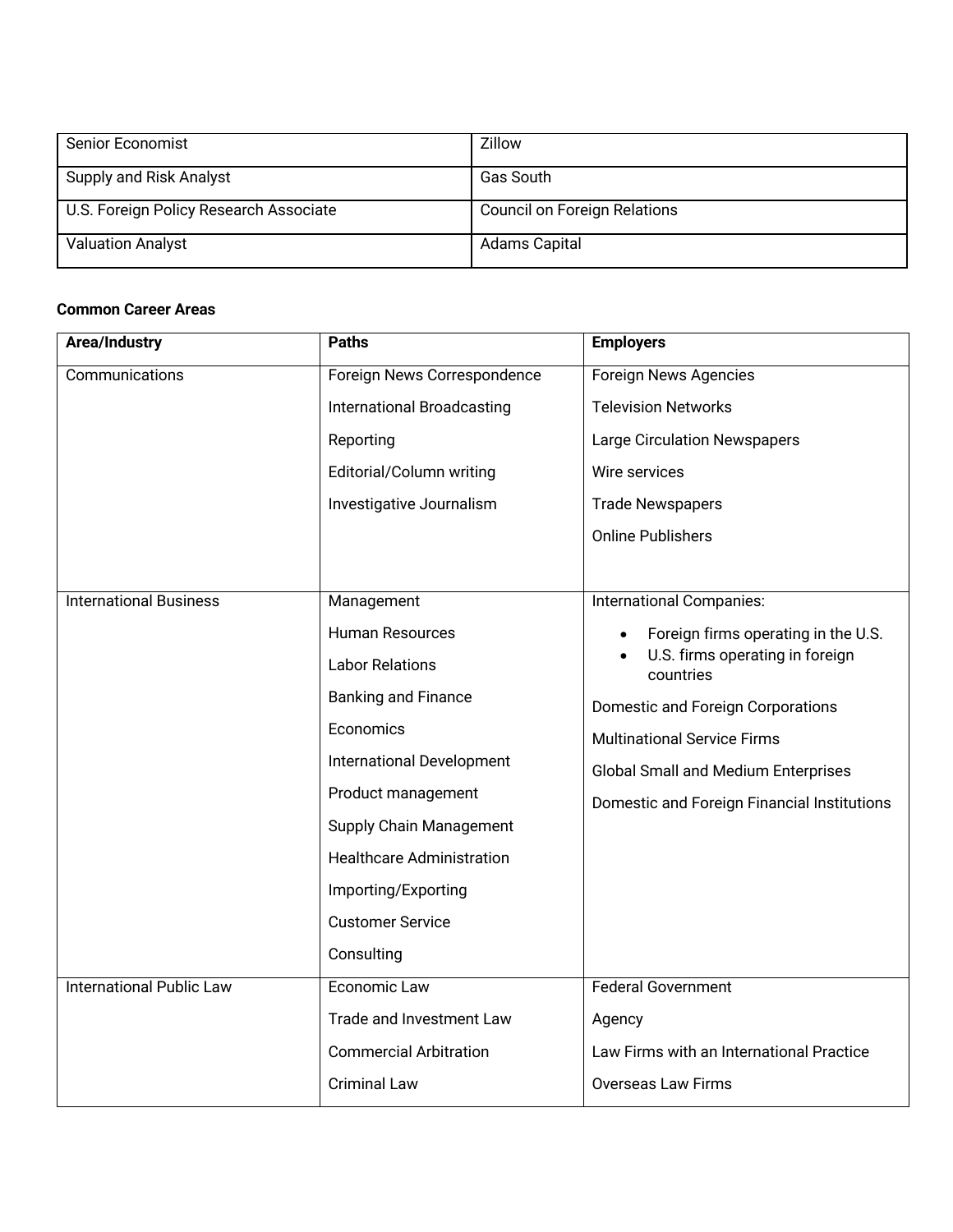| | |
|---|---|
| Senior Economist | Zillow |
| Supply and Risk Analyst | Gas South |
| U.S. Foreign Policy Research Associate | Council on Foreign Relations |
| Valuation Analyst | Adams Capital |

**Common Career Areas**

| Area/Industry | Paths | Employers |
|---|---|---|
| Communications | Foreign News Correspondence<br>International Broadcasting<br>Reporting<br>Editorial/Column writing<br>Investigative Journalism | Foreign News Agencies<br>Television Networks<br>Large Circulation Newspapers<br>Wire services<br>Trade Newspapers<br>Online Publishers |
| International Business | Management<br>Human Resources<br>Labor Relations<br>Banking and Finance<br>Economics<br>International Development<br>Product management<br>Supply Chain Management<br>Healthcare Administration<br>Importing/Exporting<br>Customer Service<br>Consulting | International Companies:<br>• Foreign firms operating in the U.S.<br>• U.S. firms operating in foreign countries<br>Domestic and Foreign Corporations<br>Multinational Service Firms<br>Global Small and Medium Enterprises<br>Domestic and Foreign Financial Institutions |
| International Public Law | Economic Law<br>Trade and Investment Law<br>Commercial Arbitration<br>Criminal Law | Federal Government<br>Agency<br>Law Firms with an International Practice<br>Overseas Law Firms |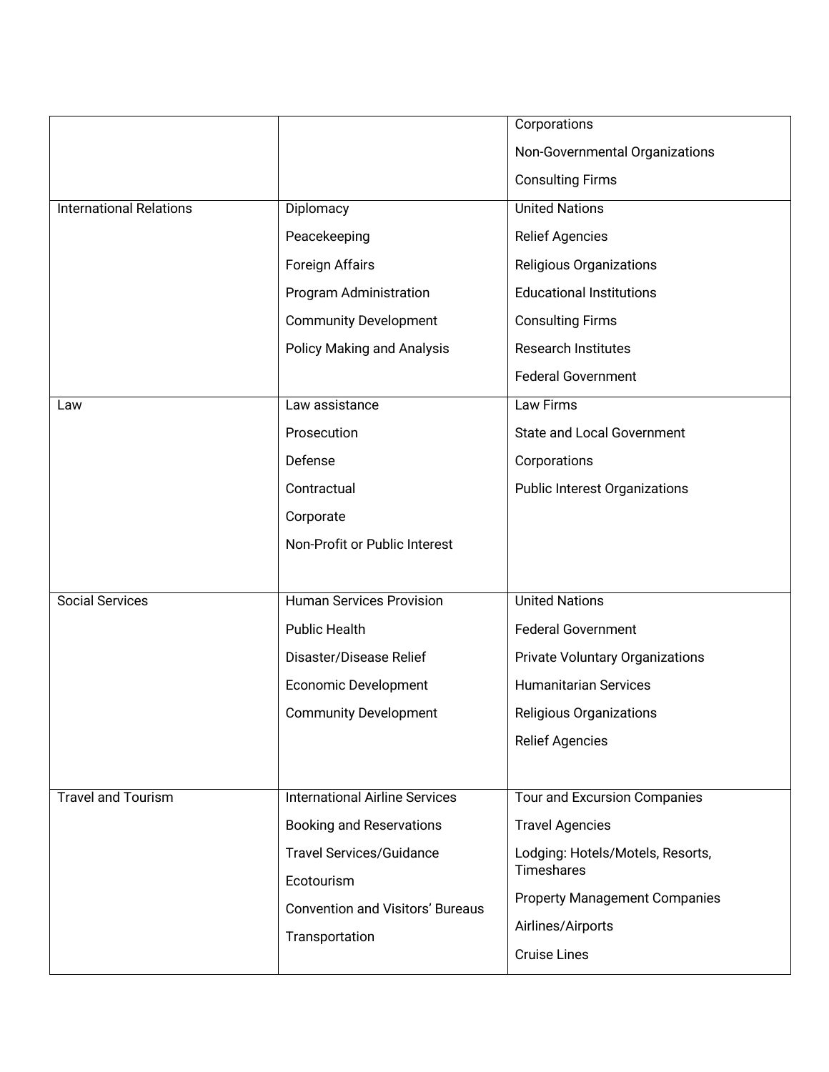| | | |
|---|---|---|
| | | Corporations<br>Non-Governmental Organizations<br>Consulting Firms |
| International Relations | Diplomacy<br>Peacekeeping<br>Foreign Affairs<br>Program Administration<br>Community Development<br>Policy Making and Analysis | United Nations<br>Relief Agencies<br>Religious Organizations<br>Educational Institutions<br>Consulting Firms<br>Research Institutes<br>Federal Government |
| Law | Law assistance<br>Prosecution<br>Defense<br>Contractual<br>Corporate<br>Non-Profit or Public Interest | Law Firms<br>State and Local Government<br>Corporations<br>Public Interest Organizations |
| Social Services | Human Services Provision<br>Public Health<br>Disaster/Disease Relief<br>Economic Development<br>Community Development | United Nations<br>Federal Government<br>Private Voluntary Organizations<br>Humanitarian Services<br>Religious Organizations<br>Relief Agencies |
| Travel and Tourism | International Airline Services<br>Booking and Reservations<br>Travel Services/Guidance<br>Ecotourism<br>Convention and Visitors' Bureaus<br>Transportation | Tour and Excursion Companies<br>Travel Agencies<br>Lodging: Hotels/Motels, Resorts, Timeshares<br>Property Management Companies<br>Airlines/Airports<br>Cruise Lines |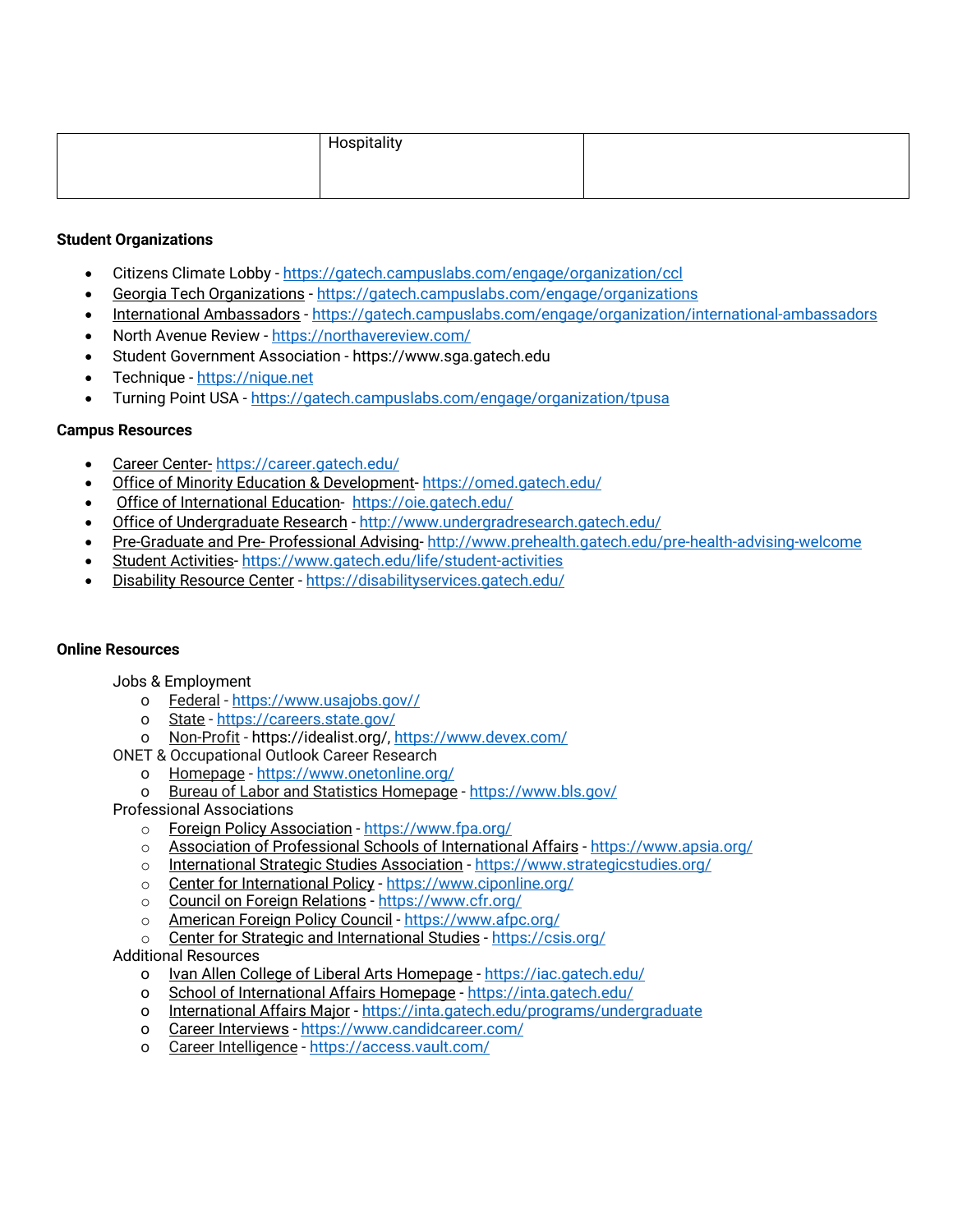| | | |
|---|---|---|
| | Hospitality | |

**Student Organizations**

- Citizens Climate Lobby - https://gatech.campuslabs.com/engage/organization/ccl
- Georgia Tech Organizations - https://gatech.campuslabs.com/engage/organizations
- International Ambassadors - https://gatech.campuslabs.com/engage/organization/international-ambassadors
- North Avenue Review - https://northavereview.com/
- Student Government Association - https://www.sga.gatech.edu
- Technique - https://nique.net
- Turning Point USA - https://gatech.campuslabs.com/engage/organization/tpusa

**Campus Resources**

- Career Center- https://career.gatech.edu/
- Office of Minority Education & Development- https://omed.gatech.edu/
- Office of International Education- https://oie.gatech.edu/
- Office of Undergraduate Research - http://www.undergradresearch.gatech.edu/
- Pre-Graduate and Pre- Professional Advising- http://www.prehealth.gatech.edu/pre-health-advising-welcome
- Student Activities- https://www.gatech.edu/life/student-activities
- Disability Resource Center - https://disabilityservices.gatech.edu/

**Online Resources**

Jobs & Employment
- Federal - https://www.usajobs.gov//
- State - https://careers.state.gov/
- Non-Profit - https://idealist.org/, https://www.devex.com/

ONET & Occupational Outlook Career Research
- Homepage - https://www.onetonline.org/
- Bureau of Labor and Statistics Homepage - https://www.bls.gov/

Professional Associations
- Foreign Policy Association - https://www.fpa.org/
- Association of Professional Schools of International Affairs - https://www.apsia.org/
- International Strategic Studies Association - https://www.strategicstudies.org/
- Center for International Policy - https://www.ciponline.org/
- Council on Foreign Relations - https://www.cfr.org/
- American Foreign Policy Council - https://www.afpc.org/
- Center for Strategic and International Studies - https://csis.org/

Additional Resources
- Ivan Allen College of Liberal Arts Homepage - https://iac.gatech.edu/
- School of International Affairs Homepage - https://inta.gatech.edu/
- International Affairs Major - https://inta.gatech.edu/programs/undergraduate
- Career Interviews - https://www.candidcareer.com/
- Career Intelligence - https://access.vault.com/